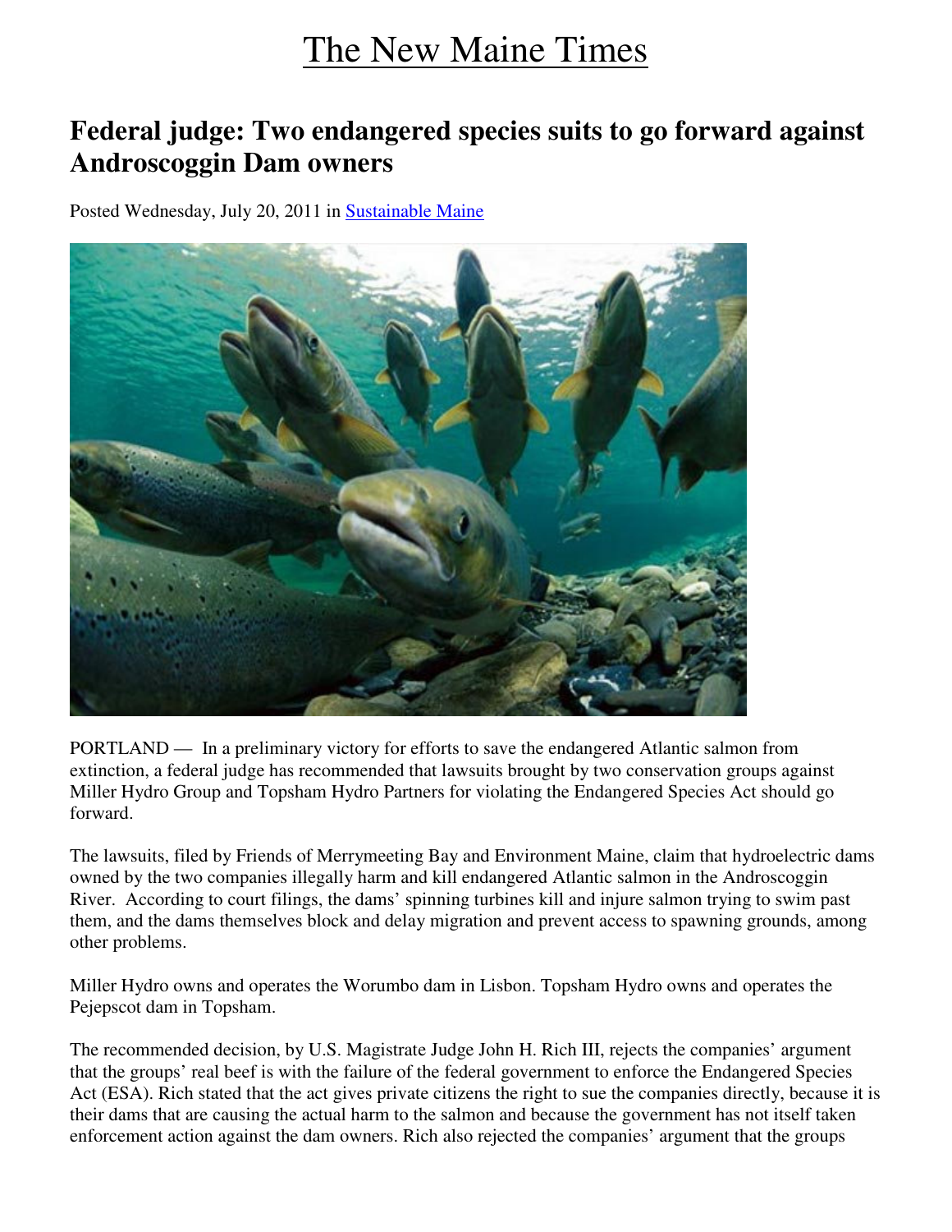# The New Maine Times

## Federal judge: Two endangered species suits to go forward against Androscoggin Dam owners

Posted Wednesday, July 20, 2011 in Sustainable Maine

PORTLAND — In a preliminary victory for efforts to save the endangered Atlantic salmon from extinction, a federal judge has recommended that lawsuits brought by two conservation groups against Miller Hydro Group and Topsham Hydro Partners for violating the Endangered Species Act should go forward.

The lawsuits, filed by Friends of Merrymeeting Bay and Environment Maine, claim that hydroelectric dams owned by the two companies illegally harm and kill endangered Atlantic salmon in the Androscoggin River. According to court filings, the dams' spinning turbines kill and injure salmon trying to swim past them, and the dams themselves block and delay migration and prevent access to spawning grounds, among other problems.

Miller Hydro owns and operates the Worumbo dam in Lisbon. Topsham Hydro owns and operates the Pejepscot dam in Topsham.

The recommended decision, by U.S. Magistrate Judge John H. Rich III, rejects the companies' argument that the groups' real beef is with the failure of the federal government to enforce the Endangered Species Act (ESA). Rich stated that the act gives private citizens the right to sue the companies directly, because it is their dams that are causing the actual harm to the salmon and because the government has not itself taken enforcement action against the dam owners. Rich also rejected the companies' argument that the groups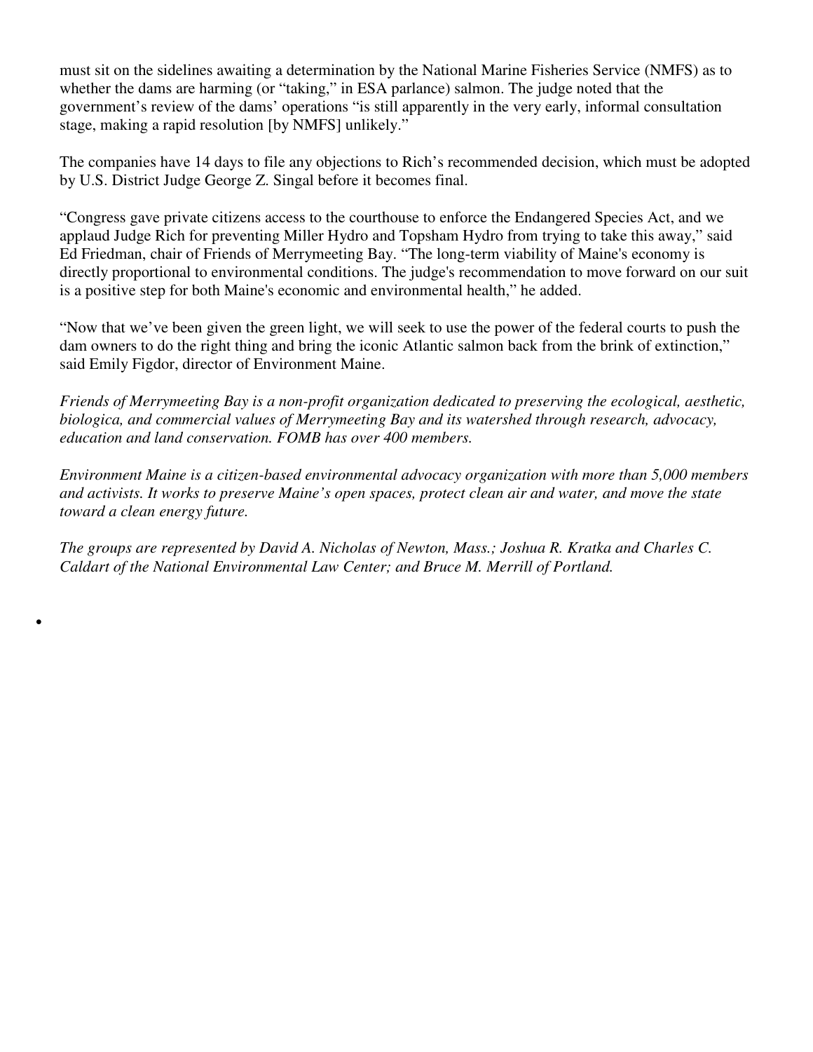must sit on the sidelines awaiting a determination by the National Marine Fisheries Service (NMFS) as to whether the dams are harming (or "taking," in ESA parlance) salmon. The judge noted that the government's review of the dams' operations "is still apparently in the very early, informal consultation stage, making a rapid resolution [by NMFS] unlikely."

The companies have 14 days to file any objections to Rich's recommended decision, which must be adopted by U.S. District Judge George Z. Singal before it becomes final.

"Congress gave private citizens access to the courthouse to enforce the Endangered Species Act, and we applaud Judge Rich for preventing Miller Hydro and Topsham Hydro from trying to take this away," said Ed Friedman, chair of Friends of Merrymeeting Bay. "The long-term viability of Maine's economy is directly proportional to environmental conditions. The judge's recommendation to move forward on our suit is a positive step for both Maine's economic and environmental health," he added.

"Now that we've been given the green light, we will seek to use the power of the federal courts to push the dam owners to do the right thing and bring the iconic Atlantic salmon back from the brink of extinction," said Emily Figdor, director of Environment Maine.

*Friends of Merrymeeting Bay is a non-profit organization dedicated to preserving the ecological, aesthetic, biologica, and commercial values of Merrymeeting Bay and its watershed through research, advocacy, education and land conservation. FOMB has over 400 members.*

*Environment Maine is a citizen-based environmental advocacy organization with more than 5,000 members and activists. It works to preserve Maine's open spaces, protect clean air and water, and move the state toward a clean energy future.*

*The groups are represented by David A. Nicholas of Newton, Mass.; Joshua R. Kratka and Charles C. Caldart of the National Environmental Law Center; and Bruce M. Merrill of Portland.*